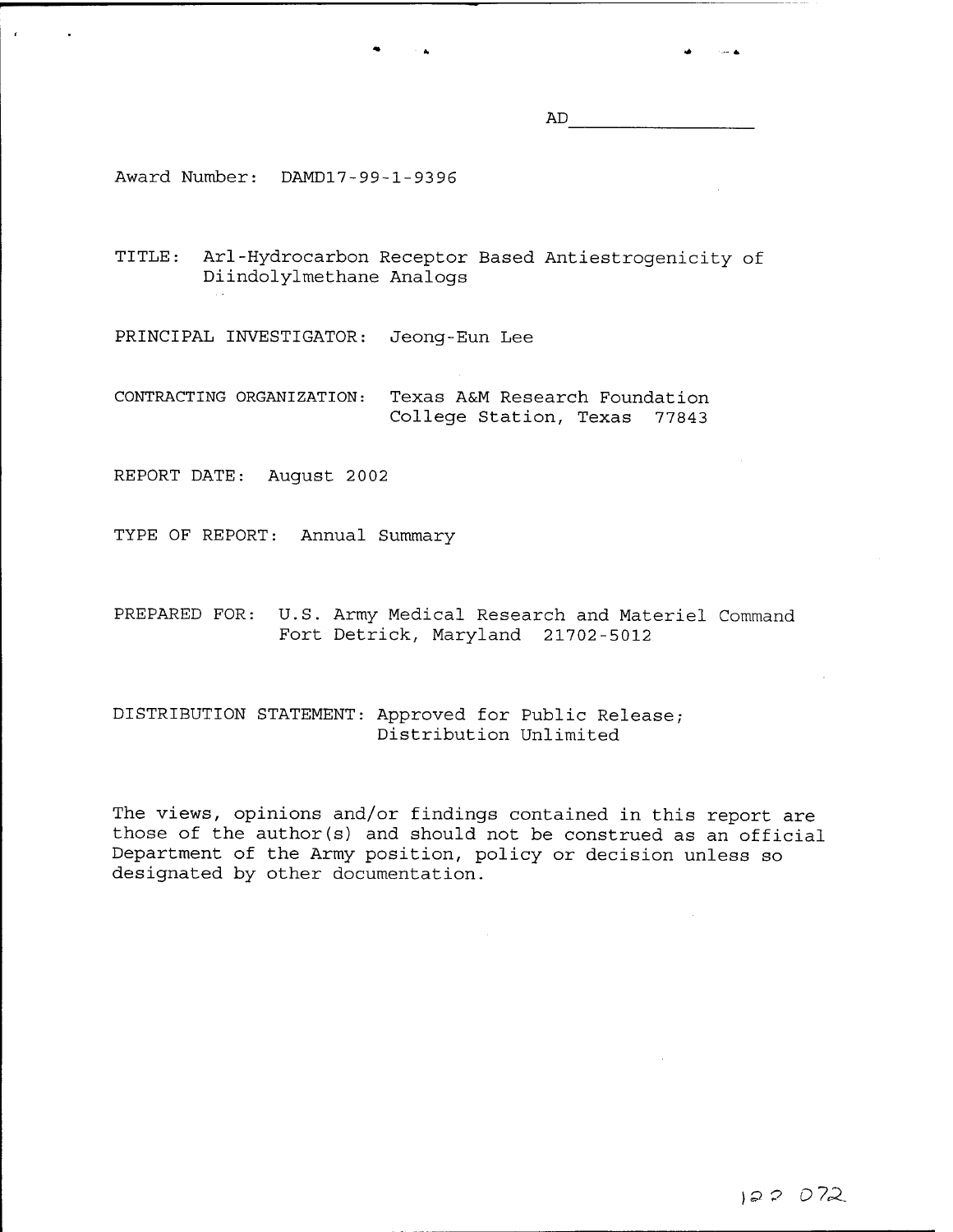AD\_\_\_\_\_\_\_\_\_\_\_\_\_\_\_\_

Award Number: DAMD17-99-1-9396

TITLE: Arl-Hydrocarbon Receptor Based Antiestrogenicity of Diindolylmethane Analogs

PRINCIPAL INVESTIGATOR: Jeong-Eun Lee

CONTRACTING ORGANIZATION: Texas A&M Research Foundation
College Station, Texas 77843

REPORT DATE: August 2002

TYPE OF REPORT: Annual Summary

PREPARED FOR: U.S. Army Medical Research and Materiel Command
Fort Detrick, Maryland 21702-5012

DISTRIBUTION STATEMENT: Approved for Public Release;
Distribution Unlimited

The views, opinions and/or findings contained in this report are those of the author(s) and should not be construed as an official Department of the Army position, policy or decision unless so designated by other documentation.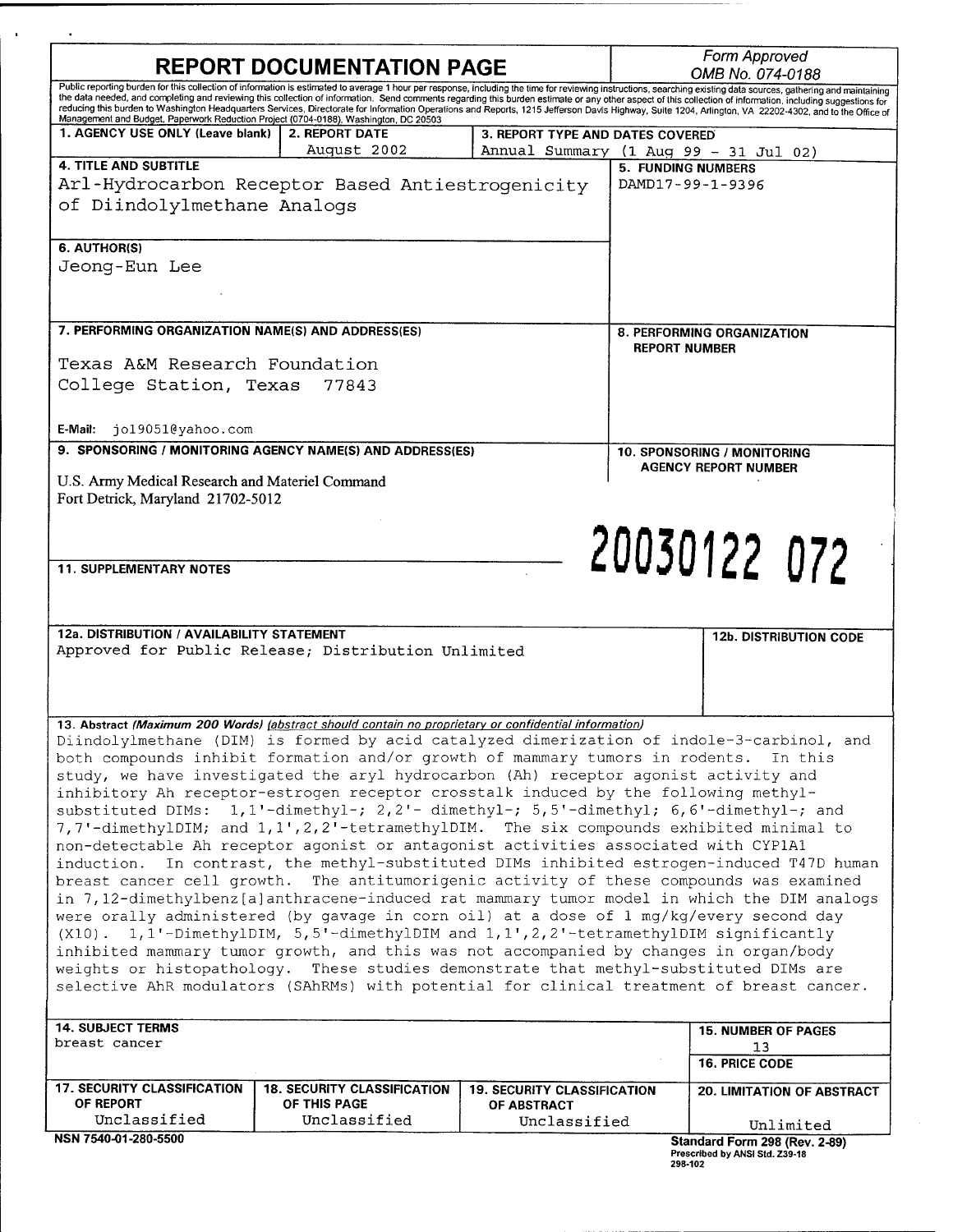# REPORT DOCUMENTATION PAGE

*Form Approved OMB No. 074-0188*

Public reporting burden for this collection of information is estimated to average 1 hour per response, including the time for reviewing instructions, searching existing data sources, gathering and maintaining the data needed, and completing and reviewing this collection of information. Send comments regarding this burden estimate or any other aspect of this collection of information, including suggestions for reducing this burden to Washington Headquarters Services, Directorate for Information Operations and Reports, 1215 Jefferson Davis Highway, Suite 1204, Arlington, VA 22202-4302, and to the Office of Management and Budget, Paperwork Reduction Project (0704-0188), Washington, DC 20503

| 1. AGENCY USE ONLY (Leave blank) | 2. REPORT DATE | 3. REPORT TYPE AND DATES COVERED |
|---|---|---|
| | August 2002 | Annual Summary (1 Aug 99 - 31 Jul 02) |

**4. TITLE AND SUBTITLE**
Arl-Hydrocarbon Receptor Based Antiestrogenicity of Diindolylmethane Analogs

**5. FUNDING NUMBERS**
DAMD17-99-1-9396

**6. AUTHOR(S)**
Jeong-Eun Lee

**7. PERFORMING ORGANIZATION NAME(S) AND ADDRESS(ES)**
Texas A&M Research Foundation
College Station, Texas 77843

E-Mail: jo19051@yahoo.com

**8. PERFORMING ORGANIZATION REPORT NUMBER**

**9. SPONSORING / MONITORING AGENCY NAME(S) AND ADDRESS(ES)**
U.S. Army Medical Research and Materiel Command
Fort Detrick, Maryland 21702-5012

**10. SPONSORING / MONITORING AGENCY REPORT NUMBER**

20030122 072

**11. SUPPLEMENTARY NOTES**

**12a. DISTRIBUTION / AVAILABILITY STATEMENT**
Approved for Public Release; Distribution Unlimited

**12b. DISTRIBUTION CODE**

**13. Abstract** *(Maximum 200 Words) (abstract should contain no proprietary or confidential information)*

Diindolylmethane (DIM) is formed by acid catalyzed dimerization of indole-3-carbinol, and both compounds inhibit formation and/or growth of mammary tumors in rodents. In this study, we have investigated the aryl hydrocarbon (Ah) receptor agonist activity and inhibitory Ah receptor-estrogen receptor crosstalk induced by the following methyl-substituted DIMs: 1,1'-dimethyl-; 2,2'- dimethyl-; 5,5'-dimethyl; 6,6'-dimethyl-; and 7,7'-dimethylDIM; and 1,1',2,2'-tetramethylDIM. The six compounds exhibited minimal to non-detectable Ah receptor agonist or antagonist activities associated with CYP1A1 induction. In contrast, the methyl-substituted DIMs inhibited estrogen-induced T47D human breast cancer cell growth. The antitumorigenic activity of these compounds was examined in 7,12-dimethylbenz[a]anthracene-induced rat mammary tumor model in which the DIM analogs were orally administered (by gavage in corn oil) at a dose of 1 mg/kg/every second day (X10). 1,1'-DimethylDIM, 5,5'-dimethylDIM and 1,1',2,2'-tetramethylDIM significantly inhibited mammary tumor growth, and this was not accompanied by changes in organ/body weights or histopathology. These studies demonstrate that methyl-substituted DIMs are selective AhR modulators (SAhRMs) with potential for clinical treatment of breast cancer.

| 14. SUBJECT TERMS | 15. NUMBER OF PAGES |
|---|---|
| breast cancer | 13 |
| | **16. PRICE CODE** |

| 17. SECURITY CLASSIFICATION OF REPORT | 18. SECURITY CLASSIFICATION OF THIS PAGE | 19. SECURITY CLASSIFICATION OF ABSTRACT | 20. LIMITATION OF ABSTRACT |
|---|---|---|---|
| Unclassified | Unclassified | Unclassified | Unlimited |

NSN 7540-01-280-5500

Standard Form 298 (Rev. 2-89)
Prescribed by ANSI Std. Z39-18
298-102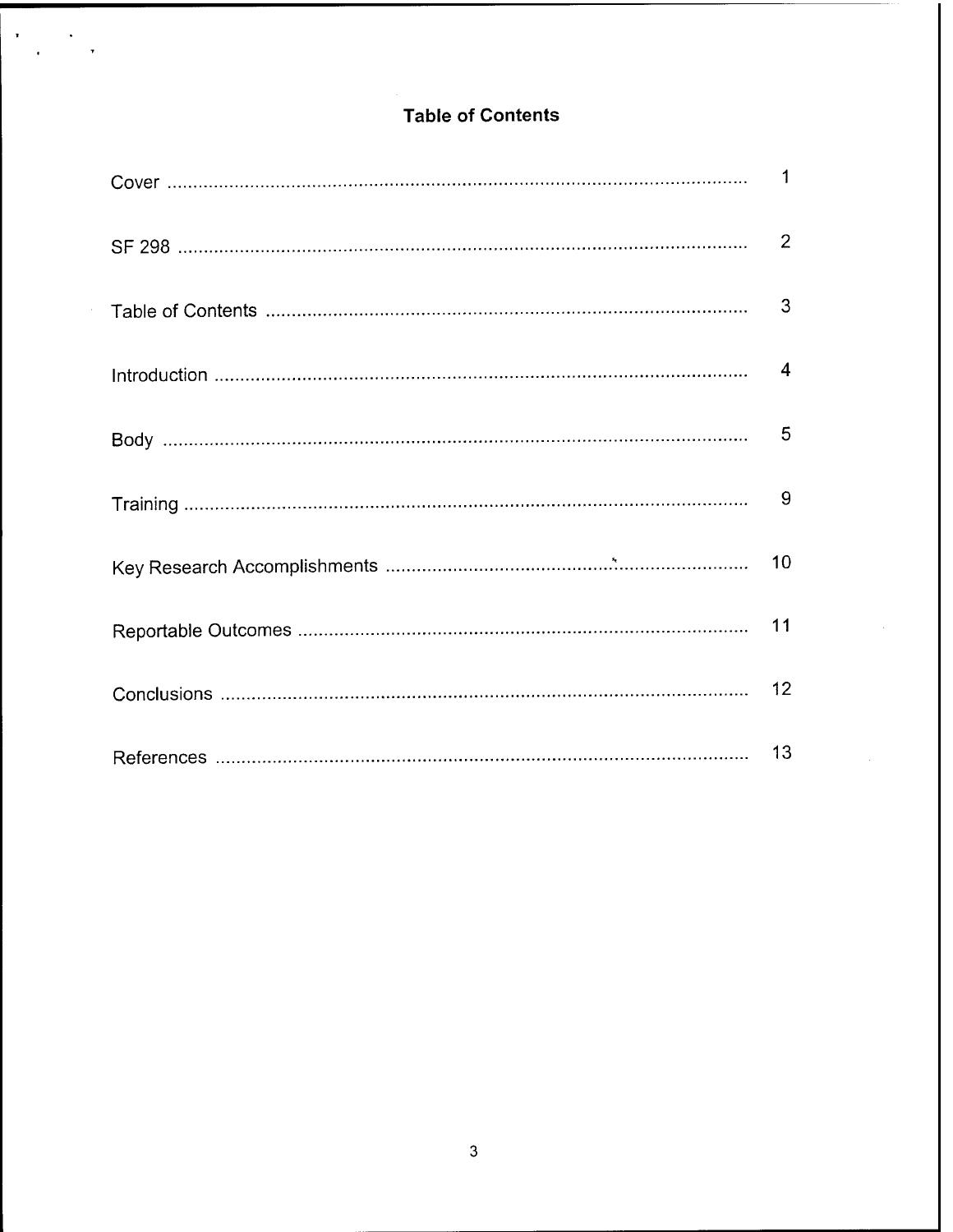# Table of Contents

| | |
|---|---|
| Cover | 1 |
| SF 298 | 2 |
| Table of Contents | 3 |
| Introduction | 4 |
| Body | 5 |
| Training | 9 |
| Key Research Accomplishments | 10 |
| Reportable Outcomes | 11 |
| Conclusions | 12 |
| References | 13 |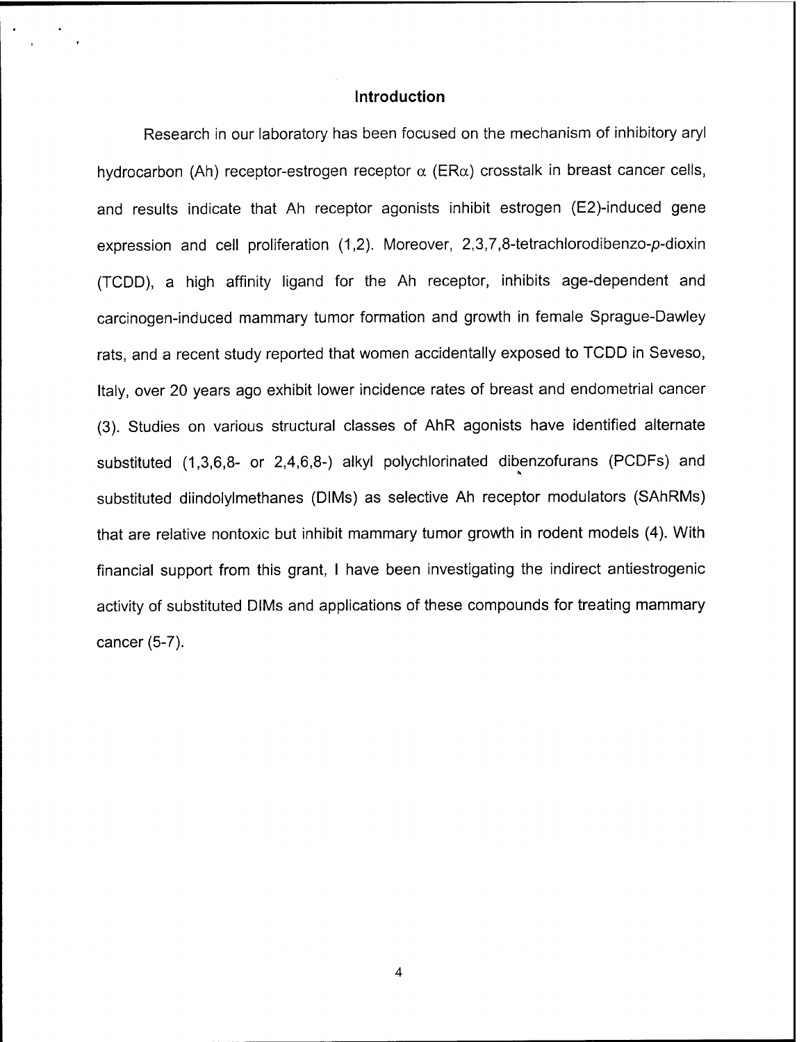## Introduction

Research in our laboratory has been focused on the mechanism of inhibitory aryl hydrocarbon (Ah) receptor-estrogen receptor $\alpha$ (ER$\alpha$) crosstalk in breast cancer cells, and results indicate that Ah receptor agonists inhibit estrogen (E2)-induced gene expression and cell proliferation (1,2). Moreover, 2,3,7,8-tetrachlorodibenzo-*p*-dioxin (TCDD), a high affinity ligand for the Ah receptor, inhibits age-dependent and carcinogen-induced mammary tumor formation and growth in female Sprague-Dawley rats, and a recent study reported that women accidentally exposed to TCDD in Seveso, Italy, over 20 years ago exhibit lower incidence rates of breast and endometrial cancer (3). Studies on various structural classes of AhR agonists have identified alternate substituted (1,3,6,8- or 2,4,6,8-) alkyl polychlorinated dibenzofurans (PCDFs) and substituted diindolylmethanes (DIMs) as selective Ah receptor modulators (SAhRMs) that are relative nontoxic but inhibit mammary tumor growth in rodent models (4). With financial support from this grant, I have been investigating the indirect antiestrogenic activity of substituted DIMs and applications of these compounds for treating mammary cancer (5-7).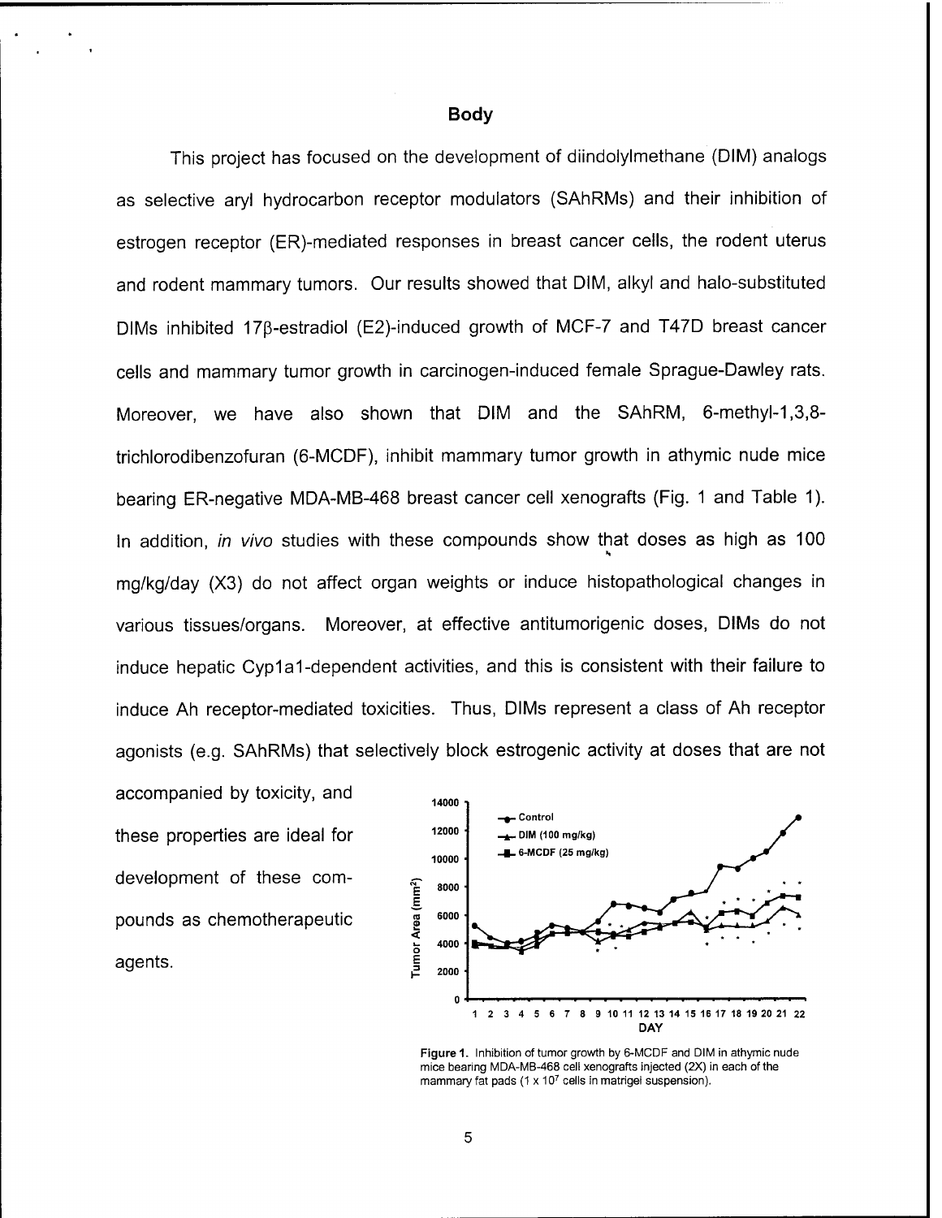## Body

This project has focused on the development of diindolylmethane (DIM) analogs as selective aryl hydrocarbon receptor modulators (SAhRMs) and their inhibition of estrogen receptor (ER)-mediated responses in breast cancer cells, the rodent uterus and rodent mammary tumors. Our results showed that DIM, alkyl and halo-substituted DIMs inhibited 17β-estradiol (E2)-induced growth of MCF-7 and T47D breast cancer cells and mammary tumor growth in carcinogen-induced female Sprague-Dawley rats. Moreover, we have also shown that DIM and the SAhRM, 6-methyl-1,3,8-trichlorodibenzofuran (6-MCDF), inhibit mammary tumor growth in athymic nude mice bearing ER-negative MDA-MB-468 breast cancer cell xenografts (Fig. 1 and Table 1). In addition, *in vivo* studies with these compounds show that doses as high as 100 mg/kg/day (X3) do not affect organ weights or induce histopathological changes in various tissues/organs. Moreover, at effective antitumorigenic doses, DIMs do not induce hepatic Cyp1a1-dependent activities, and this is consistent with their failure to induce Ah receptor-mediated toxicities. Thus, DIMs represent a class of Ah receptor agonists (e.g. SAhRMs) that selectively block estrogenic activity at doses that are not accompanied by toxicity, and these properties are ideal for development of these compounds as chemotherapeutic agents.

**Figure 1.** Inhibition of tumor growth by 6-MCDF and DIM in athymic nude mice bearing MDA-MB-468 cell xenografts injected (2X) in each of the mammary fat pads ($1 \times 10^7$ cells in matrigel suspension).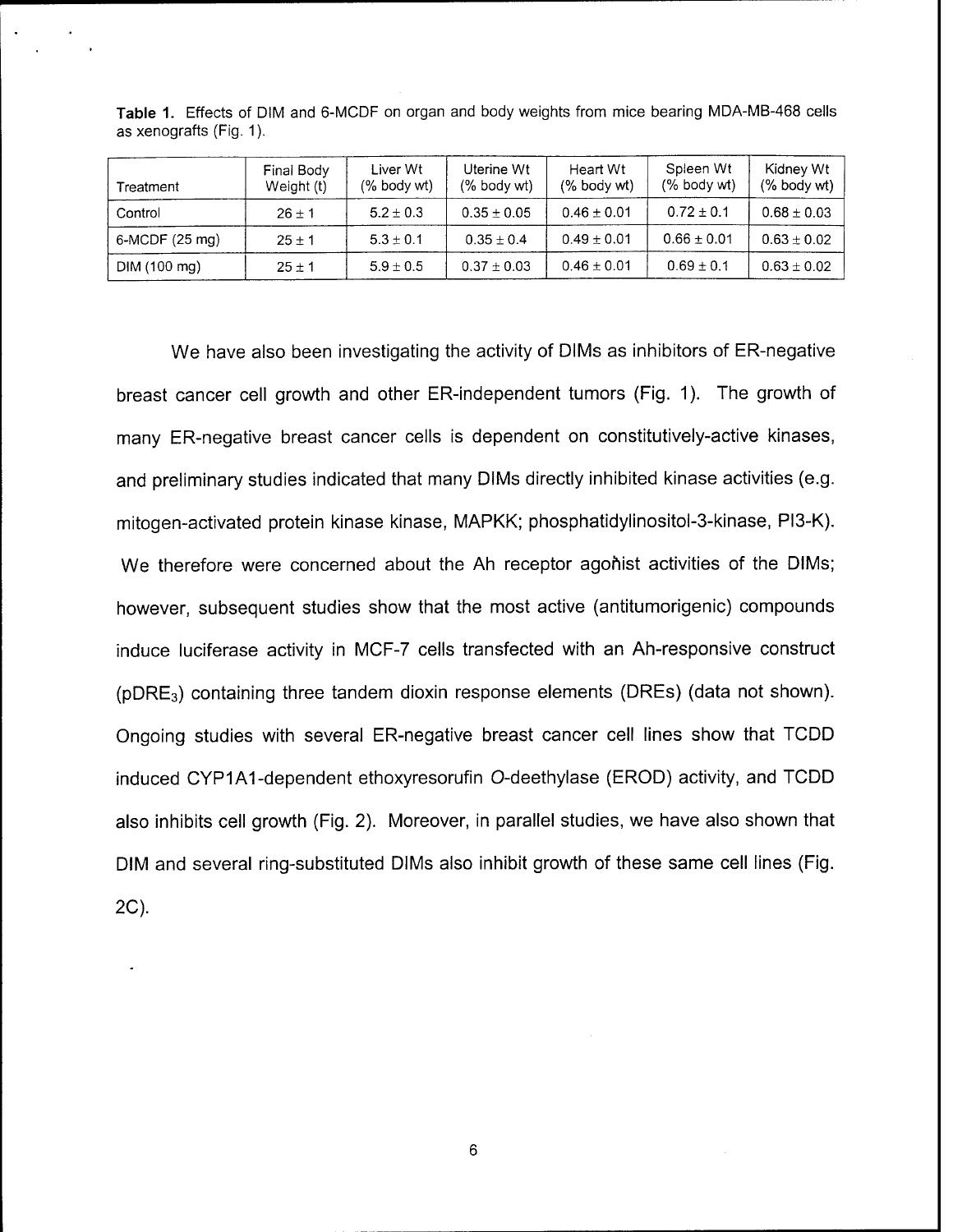**Table 1.** Effects of DIM and 6-MCDF on organ and body weights from mice bearing MDA-MB-468 cells as xenografts (Fig. 1).

| Treatment | Final Body Weight (t) | Liver Wt (% body wt) | Uterine Wt (% body wt) | Heart Wt (% body wt) | Spleen Wt (% body wt) | Kidney Wt (% body wt) |
|---|---|---|---|---|---|---|
| Control | 26 ± 1 | 5.2 ± 0.3 | 0.35 ± 0.05 | 0.46 ± 0.01 | 0.72 ± 0.1 | 0.68 ± 0.03 |
| 6-MCDF (25 mg) | 25 ± 1 | 5.3 ± 0.1 | 0.35 ± 0.4 | 0.49 ± 0.01 | 0.66 ± 0.01 | 0.63 ± 0.02 |
| DIM (100 mg) | 25 ± 1 | 5.9 ± 0.5 | 0.37 ± 0.03 | 0.46 ± 0.01 | 0.69 ± 0.1 | 0.63 ± 0.02 |

We have also been investigating the activity of DIMs as inhibitors of ER-negative breast cancer cell growth and other ER-independent tumors (Fig. 1). The growth of many ER-negative breast cancer cells is dependent on constitutively-active kinases, and preliminary studies indicated that many DIMs directly inhibited kinase activities (e.g. mitogen-activated protein kinase kinase, MAPKK; phosphatidylinositol-3-kinase, PI3-K). We therefore were concerned about the Ah receptor agonist activities of the DIMs; however, subsequent studies show that the most active (antitumorigenic) compounds induce luciferase activity in MCF-7 cells transfected with an Ah-responsive construct ($pDRE_3$) containing three tandem dioxin response elements (DREs) (data not shown). Ongoing studies with several ER-negative breast cancer cell lines show that TCDD induced CYP1A1-dependent ethoxyresorufin *O*-deethylase (EROD) activity, and TCDD also inhibits cell growth (Fig. 2). Moreover, in parallel studies, we have also shown that DIM and several ring-substituted DIMs also inhibit growth of these same cell lines (Fig. 2C).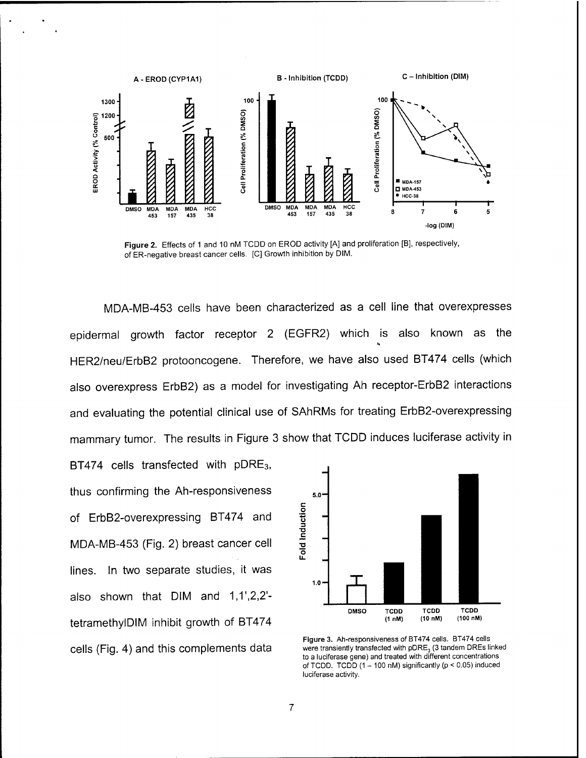Figure 2. Effects of 1 and 10 nM TCDD on EROD activity [A] and proliferation [B], respectively, of ER-negative breast cancer cells. [C] Growth inhibition by DIM.

MDA-MB-453 cells have been characterized as a cell line that overexpresses epidermal growth factor receptor 2 (EGFR2) which is also known as the HER2/neu/ErbB2 protooncogene. Therefore, we have also used BT474 cells (which also overexpress ErbB2) as a model for investigating Ah receptor-ErbB2 interactions and evaluating the potential clinical use of SAhRMs for treating ErbB2-overexpressing mammary tumor. The results in Figure 3 show that TCDD induces luciferase activity in BT474 cells transfected with $pDRE_3$, thus confirming the Ah-responsiveness of ErbB2-overexpressing BT474 and MDA-MB-453 (Fig. 2) breast cancer cell lines. In two separate studies, it was also shown that DIM and 1,1',2,2'-tetramethylDIM inhibit growth of BT474 cells (Fig. 4) and this complements data

Figure 3. Ah-responsiveness of BT474 cells. BT474 cells were transiently transfected with $pDRE_3$ (3 tandem DREs linked to a luciferase gene) and treated with different concentrations of TCDD. TCDD (1 – 100 nM) significantly ($p < 0.05$) induced luciferase activity.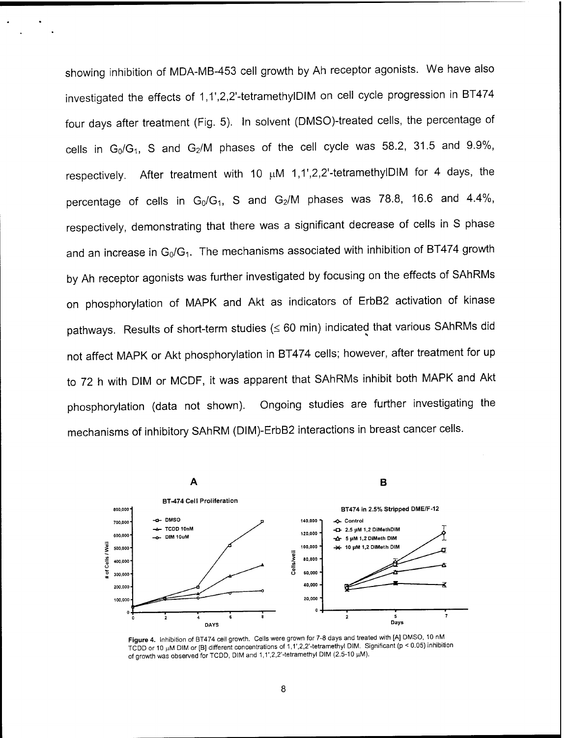showing inhibition of MDA-MB-453 cell growth by Ah receptor agonists. We have also investigated the effects of 1,1',2,2'-tetramethylDIM on cell cycle progression in BT474 four days after treatment (Fig. 5). In solvent (DMSO)-treated cells, the percentage of cells in $G_0/G_1$, S and $G_2/M$ phases of the cell cycle was 58.2, 31.5 and 9.9%, respectively. After treatment with 10 μM 1,1',2,2'-tetramethylDIM for 4 days, the percentage of cells in $G_0/G_1$, S and $G_2/M$ phases was 78.8, 16.6 and 4.4%, respectively, demonstrating that there was a significant decrease of cells in S phase and an increase in $G_0/G_1$. The mechanisms associated with inhibition of BT474 growth by Ah receptor agonists was further investigated by focusing on the effects of SAhRMs on phosphorylation of MAPK and Akt as indicators of ErbB2 activation of kinase pathways. Results of short-term studies (≤ 60 min) indicated that various SAhRMs did not affect MAPK or Akt phosphorylation in BT474 cells; however, after treatment for up to 72 h with DIM or MCDF, it was apparent that SAhRMs inhibit both MAPK and Akt phosphorylation (data not shown). Ongoing studies are further investigating the mechanisms of inhibitory SAhRM (DIM)-ErbB2 interactions in breast cancer cells.

**Figure 4.** Inhibition of BT474 cell growth. Cells were grown for 7-8 days and treated with [A] DMSO, 10 nM TCDD or 10 μM DIM or [B] different concentrations of 1,1',2,2'-tetramethyl DIM. Significant ($p < 0.05$) inhibition of growth was observed for TCDD, DIM and 1,1',2,2'-tetramethyl DIM (2.5-10 μM).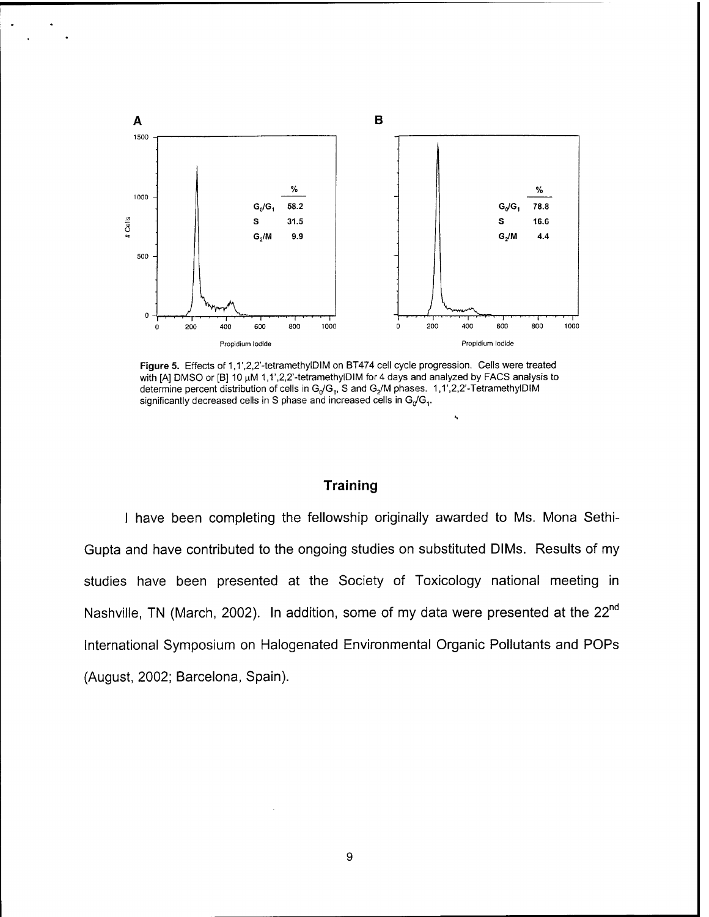**Figure 5.** Effects of 1,1',2,2'-tetramethylDIM on BT474 cell cycle progression. Cells were treated with [A] DMSO or [B] 10 μM 1,1',2,2'-tetramethylDIM for 4 days and analyzed by FACS analysis to determine percent distribution of cells in $G_0/G_1$, S and $G_2/M$ phases. 1,1',2,2'-TetramethylDIM significantly decreased cells in S phase and increased cells in $G_0/G_1$.

## Training

I have been completing the fellowship originally awarded to Ms. Mona Sethi-Gupta and have contributed to the ongoing studies on substituted DIMs. Results of my studies have been presented at the Society of Toxicology national meeting in Nashville, TN (March, 2002). In addition, some of my data were presented at the 22nd International Symposium on Halogenated Environmental Organic Pollutants and POPs (August, 2002; Barcelona, Spain).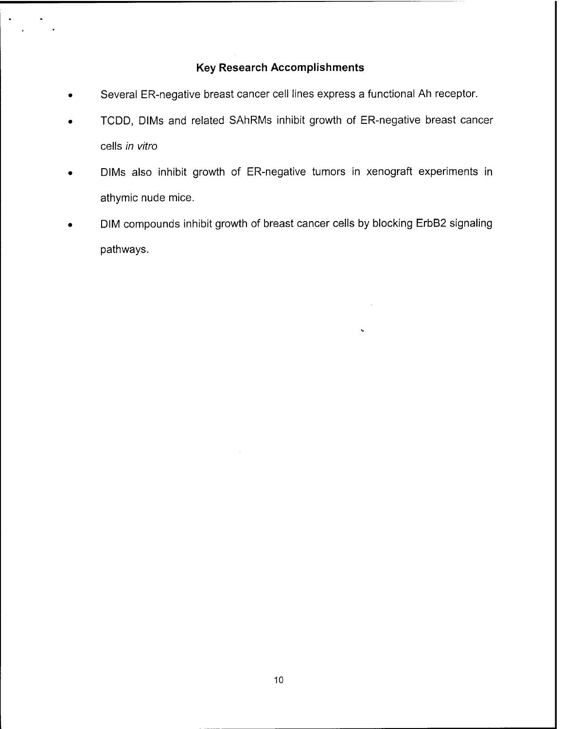## Key Research Accomplishments

- Several ER-negative breast cancer cell lines express a functional Ah receptor.
- TCDD, DIMs and related SAhRMs inhibit growth of ER-negative breast cancer cells *in vitro*
- DIMs also inhibit growth of ER-negative tumors in xenograft experiments in athymic nude mice.
- DIM compounds inhibit growth of breast cancer cells by blocking ErbB2 signaling pathways.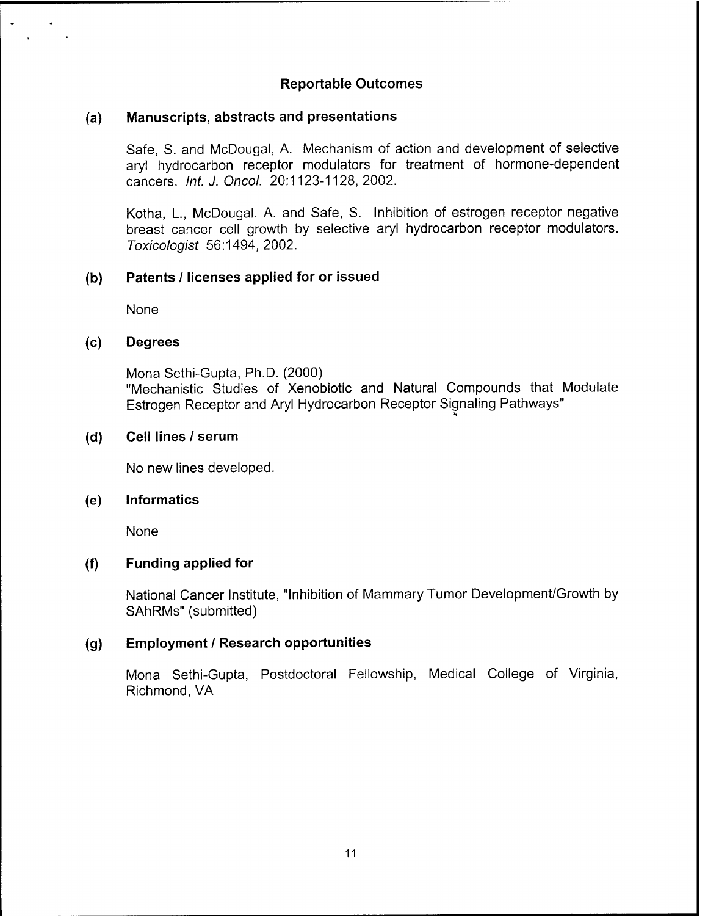## Reportable Outcomes

### (a) Manuscripts, abstracts and presentations

Safe, S. and McDougal, A. Mechanism of action and development of selective aryl hydrocarbon receptor modulators for treatment of hormone-dependent cancers. *Int. J. Oncol.* 20:1123-1128, 2002.

Kotha, L., McDougal, A. and Safe, S. Inhibition of estrogen receptor negative breast cancer cell growth by selective aryl hydrocarbon receptor modulators. *Toxicologist* 56:1494, 2002.

### (b) Patents / licenses applied for or issued

None

### (c) Degrees

Mona Sethi-Gupta, Ph.D. (2000)
"Mechanistic Studies of Xenobiotic and Natural Compounds that Modulate Estrogen Receptor and Aryl Hydrocarbon Receptor Signaling Pathways"

### (d) Cell lines / serum

No new lines developed.

### (e) Informatics

None

### (f) Funding applied for

National Cancer Institute, "Inhibition of Mammary Tumor Development/Growth by SAhRMs" (submitted)

### (g) Employment / Research opportunities

Mona Sethi-Gupta, Postdoctoral Fellowship, Medical College of Virginia, Richmond, VA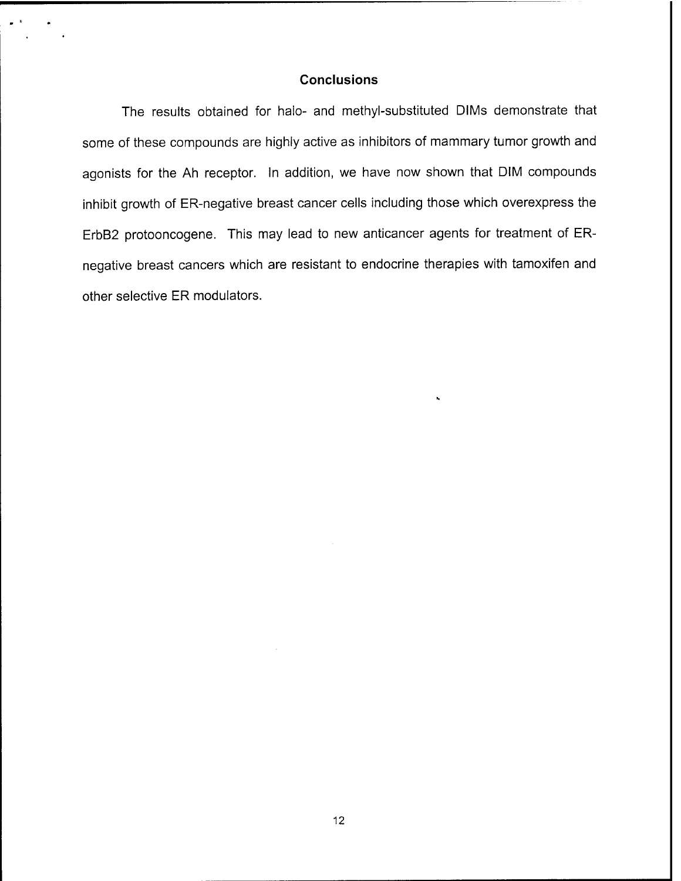## Conclusions

The results obtained for halo- and methyl-substituted DIMs demonstrate that some of these compounds are highly active as inhibitors of mammary tumor growth and agonists for the Ah receptor. In addition, we have now shown that DIM compounds inhibit growth of ER-negative breast cancer cells including those which overexpress the ErbB2 protooncogene. This may lead to new anticancer agents for treatment of ER-negative breast cancers which are resistant to endocrine therapies with tamoxifen and other selective ER modulators.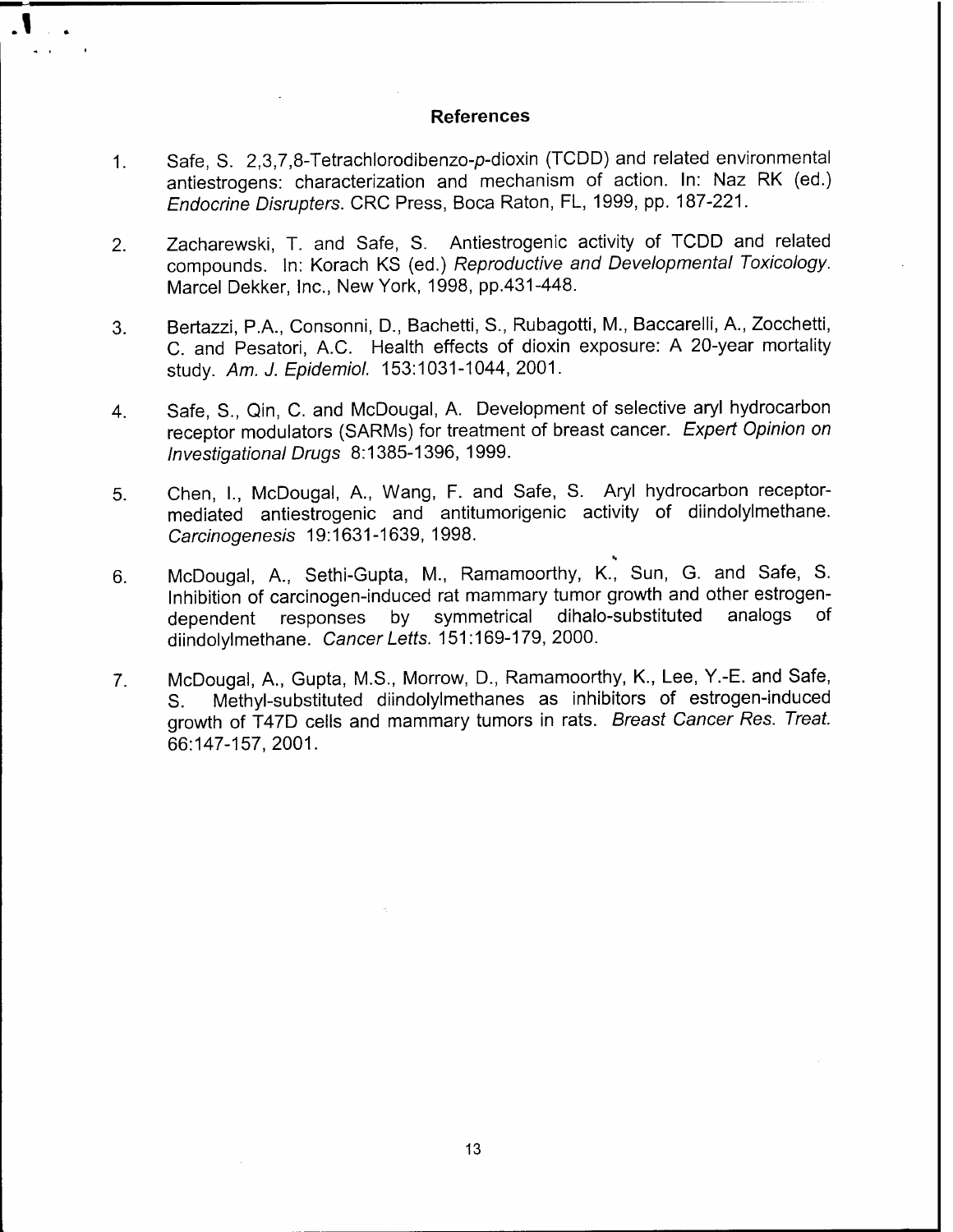## References

1. Safe, S. 2,3,7,8-Tetrachlorodibenzo-*p*-dioxin (TCDD) and related environmental antiestrogens: characterization and mechanism of action. In: Naz RK (ed.) *Endocrine Disrupters*. CRC Press, Boca Raton, FL, 1999, pp. 187-221.

2. Zacharewski, T. and Safe, S. Antiestrogenic activity of TCDD and related compounds. In: Korach KS (ed.) *Reproductive and Developmental Toxicology*. Marcel Dekker, Inc., New York, 1998, pp.431-448.

3. Bertazzi, P.A., Consonni, D., Bachetti, S., Rubagotti, M., Baccarelli, A., Zocchetti, C. and Pesatori, A.C. Health effects of dioxin exposure: A 20-year mortality study. *Am. J. Epidemiol.* 153:1031-1044, 2001.

4. Safe, S., Qin, C. and McDougal, A. Development of selective aryl hydrocarbon receptor modulators (SARMs) for treatment of breast cancer. *Expert Opinion on Investigational Drugs* 8:1385-1396, 1999.

5. Chen, I., McDougal, A., Wang, F. and Safe, S. Aryl hydrocarbon receptor-mediated antiestrogenic and antitumorigenic activity of diindolylmethane. *Carcinogenesis* 19:1631-1639, 1998.

6. McDougal, A., Sethi-Gupta, M., Ramamoorthy, K., Sun, G. and Safe, S. Inhibition of carcinogen-induced rat mammary tumor growth and other estrogen-dependent responses by symmetrical dihalo-substituted analogs of diindolylmethane. *Cancer Letts.* 151:169-179, 2000.

7. McDougal, A., Gupta, M.S., Morrow, D., Ramamoorthy, K., Lee, Y.-E. and Safe, S. Methyl-substituted diindolylmethanes as inhibitors of estrogen-induced growth of T47D cells and mammary tumors in rats. *Breast Cancer Res. Treat.* 66:147-157, 2001.